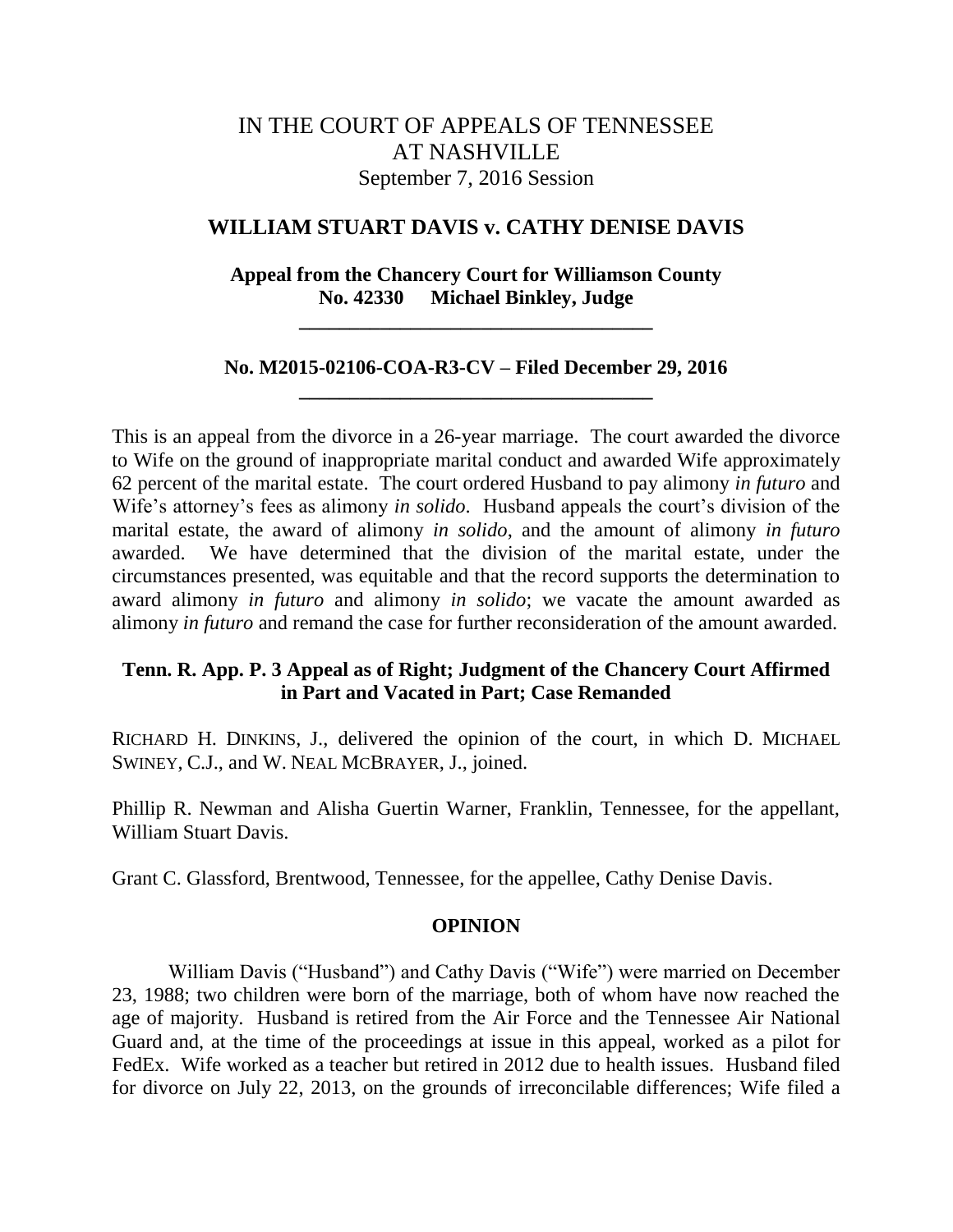# IN THE COURT OF APPEALS OF TENNESSEE AT NASHVILLE

September 7, 2016 Session

## WILLIAM STUART DAVIS v. CATHY DENISE DAVIS

**Appeal from the Chancery Court for Williamson County**
**No. 42330 Michael Binkley, Judge**

---

**No. M2015-02106-COA-R3-CV – Filed December 29, 2016**

---

This is an appeal from the divorce in a 26-year marriage. The court awarded the divorce to Wife on the ground of inappropriate marital conduct and awarded Wife approximately 62 percent of the marital estate. The court ordered Husband to pay alimony *in futuro* and Wife's attorney's fees as alimony *in solido*. Husband appeals the court's division of the marital estate, the award of alimony *in solido*, and the amount of alimony *in futuro* awarded. We have determined that the division of the marital estate, under the circumstances presented, was equitable and that the record supports the determination to award alimony *in futuro* and alimony *in solido*; we vacate the amount awarded as alimony *in futuro* and remand the case for further reconsideration of the amount awarded.

**Tenn. R. App. P. 3 Appeal as of Right; Judgment of the Chancery Court Affirmed in Part and Vacated in Part; Case Remanded**

RICHARD H. DINKINS, J., delivered the opinion of the court, in which D. MICHAEL SWINEY, C.J., and W. NEAL MCBRAYER, J., joined.

Phillip R. Newman and Alisha Guertin Warner, Franklin, Tennessee, for the appellant, William Stuart Davis.

Grant C. Glassford, Brentwood, Tennessee, for the appellee, Cathy Denise Davis.

## OPINION

William Davis ("Husband") and Cathy Davis ("Wife") were married on December 23, 1988; two children were born of the marriage, both of whom have now reached the age of majority. Husband is retired from the Air Force and the Tennessee Air National Guard and, at the time of the proceedings at issue in this appeal, worked as a pilot for FedEx. Wife worked as a teacher but retired in 2012 due to health issues. Husband filed for divorce on July 22, 2013, on the grounds of irreconcilable differences; Wife filed a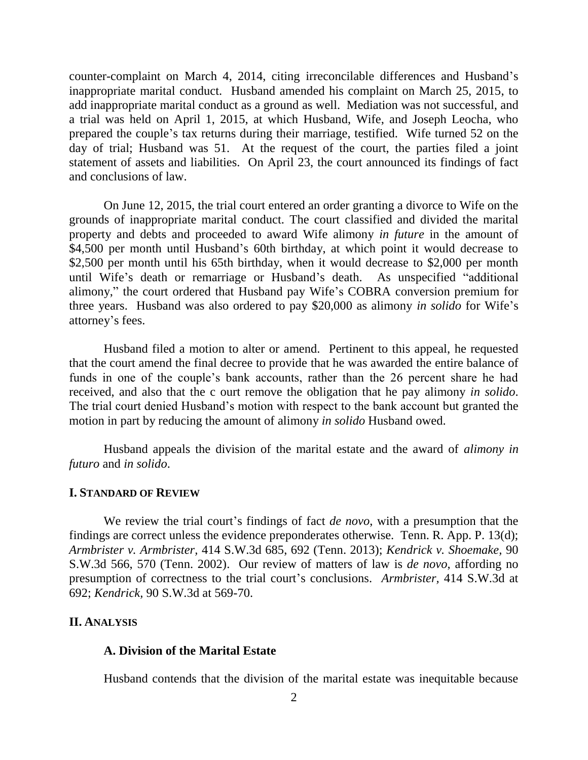counter-complaint on March 4, 2014, citing irreconcilable differences and Husband's inappropriate marital conduct. Husband amended his complaint on March 25, 2015, to add inappropriate marital conduct as a ground as well. Mediation was not successful, and a trial was held on April 1, 2015, at which Husband, Wife, and Joseph Leocha, who prepared the couple's tax returns during their marriage, testified. Wife turned 52 on the day of trial; Husband was 51. At the request of the court, the parties filed a joint statement of assets and liabilities. On April 23, the court announced its findings of fact and conclusions of law.

On June 12, 2015, the trial court entered an order granting a divorce to Wife on the grounds of inappropriate marital conduct. The court classified and divided the marital property and debts and proceeded to award Wife alimony *in future* in the amount of $4,500 per month until Husband's 60th birthday, at which point it would decrease to $2,500 per month until his 65th birthday, when it would decrease to $2,000 per month until Wife's death or remarriage or Husband's death. As unspecified "additional alimony," the court ordered that Husband pay Wife's COBRA conversion premium for three years. Husband was also ordered to pay $20,000 as alimony *in solido* for Wife's attorney's fees.

Husband filed a motion to alter or amend. Pertinent to this appeal, he requested that the court amend the final decree to provide that he was awarded the entire balance of funds in one of the couple's bank accounts, rather than the 26 percent share he had received, and also that the c ourt remove the obligation that he pay alimony *in solido*. The trial court denied Husband's motion with respect to the bank account but granted the motion in part by reducing the amount of alimony *in solido* Husband owed.

Husband appeals the division of the marital estate and the award of *alimony in futuro* and *in solido*.

## I. Standard of Review

We review the trial court's findings of fact *de novo*, with a presumption that the findings are correct unless the evidence preponderates otherwise. Tenn. R. App. P. 13(d); *Armbrister v. Armbrister*, 414 S.W.3d 685, 692 (Tenn. 2013); *Kendrick v. Shoemake*, 90 S.W.3d 566, 570 (Tenn. 2002). Our review of matters of law is *de novo*, affording no presumption of correctness to the trial court's conclusions. *Armbrister*, 414 S.W.3d at 692; *Kendrick*, 90 S.W.3d at 569-70.

## II. Analysis

### A. Division of the Marital Estate

Husband contends that the division of the marital estate was inequitable because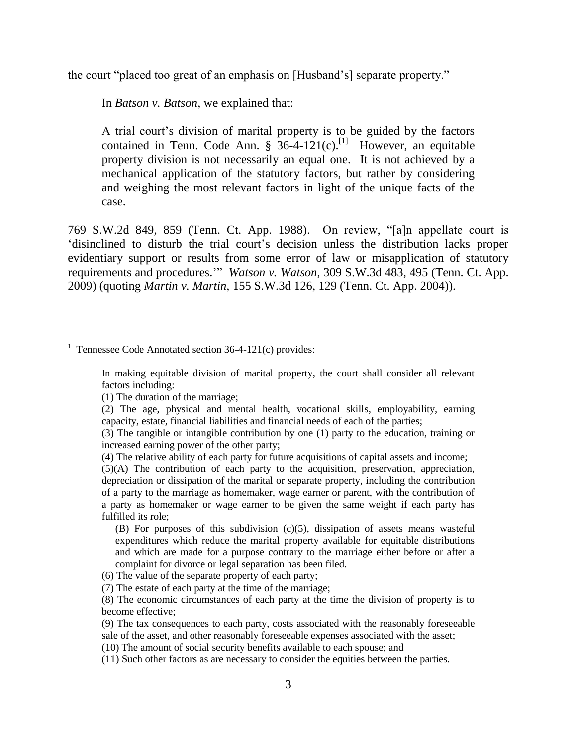the court "placed too great of an emphasis on [Husband's] separate property."

In *Batson v. Batson*, we explained that:

> A trial court's division of marital property is to be guided by the factors contained in Tenn. Code Ann. § 36-4-121(c).[1] However, an equitable property division is not necessarily an equal one. It is not achieved by a mechanical application of the statutory factors, but rather by considering and weighing the most relevant factors in light of the unique facts of the case.

769 S.W.2d 849, 859 (Tenn. Ct. App. 1988). On review, "[a]n appellate court is 'disinclined to disturb the trial court's decision unless the distribution lacks proper evidentiary support or results from some error of law or misapplication of statutory requirements and procedures.'" *Watson v. Watson*, 309 S.W.3d 483, 495 (Tenn. Ct. App. 2009) (quoting *Martin v. Martin*, 155 S.W.3d 126, 129 (Tenn. Ct. App. 2004)).

---

[1] Tennessee Code Annotated section 36-4-121(c) provides:

> In making equitable division of marital property, the court shall consider all relevant factors including:
>
> (1) The duration of the marriage;
>
> (2) The age, physical and mental health, vocational skills, employability, earning capacity, estate, financial liabilities and financial needs of each of the parties;
>
> (3) The tangible or intangible contribution by one (1) party to the education, training or increased earning power of the other party;
>
> (4) The relative ability of each party for future acquisitions of capital assets and income;
>
> (5)(A) The contribution of each party to the acquisition, preservation, appreciation, depreciation or dissipation of the marital or separate property, including the contribution of a party to the marriage as homemaker, wage earner or parent, with the contribution of a party as homemaker or wage earner to be given the same weight if each party has fulfilled its role;
>
> (B) For purposes of this subdivision (c)(5), dissipation of assets means wasteful expenditures which reduce the marital property available for equitable distributions and which are made for a purpose contrary to the marriage either before or after a complaint for divorce or legal separation has been filed.
>
> (6) The value of the separate property of each party;
>
> (7) The estate of each party at the time of the marriage;
>
> (8) The economic circumstances of each party at the time the division of property is to become effective;
>
> (9) The tax consequences to each party, costs associated with the reasonably foreseeable sale of the asset, and other reasonably foreseeable expenses associated with the asset;
>
> (10) The amount of social security benefits available to each spouse; and
>
> (11) Such other factors as are necessary to consider the equities between the parties.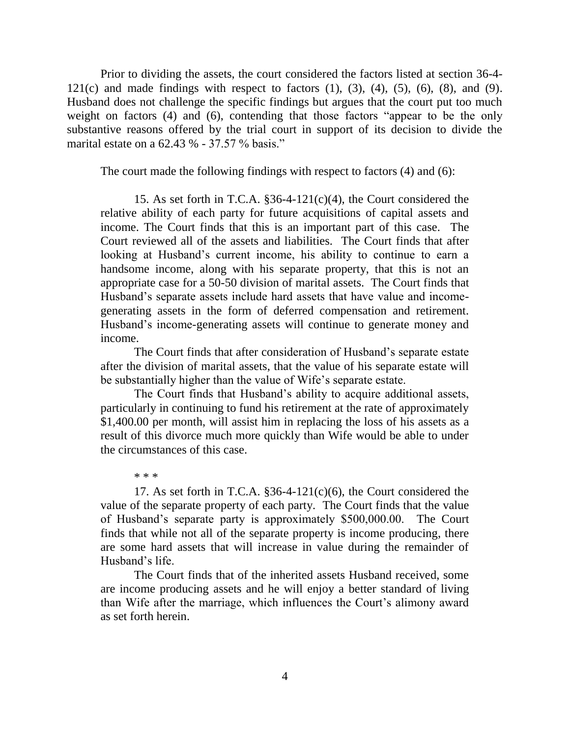Prior to dividing the assets, the court considered the factors listed at section 36-4-121(c) and made findings with respect to factors (1), (3), (4), (5), (6), (8), and (9). Husband does not challenge the specific findings but argues that the court put too much weight on factors (4) and (6), contending that those factors "appear to be the only substantive reasons offered by the trial court in support of its decision to divide the marital estate on a 62.43 % - 37.57 % basis."

The court made the following findings with respect to factors (4) and (6):

> 15. As set forth in T.C.A. §36-4-121(c)(4), the Court considered the relative ability of each party for future acquisitions of capital assets and income. The Court finds that this is an important part of this case. The Court reviewed all of the assets and liabilities. The Court finds that after looking at Husband's current income, his ability to continue to earn a handsome income, along with his separate property, that this is not an appropriate case for a 50-50 division of marital assets. The Court finds that Husband's separate assets include hard assets that have value and income-generating assets in the form of deferred compensation and retirement. Husband's income-generating assets will continue to generate money and income.
>
> The Court finds that after consideration of Husband's separate estate after the division of marital assets, that the value of his separate estate will be substantially higher than the value of Wife's separate estate.
>
> The Court finds that Husband's ability to acquire additional assets, particularly in continuing to fund his retirement at the rate of approximately $1,400.00 per month, will assist him in replacing the loss of his assets as a result of this divorce much more quickly than Wife would be able to under the circumstances of this case.
>
> \* \* \*
>
> 17. As set forth in T.C.A. §36-4-121(c)(6), the Court considered the value of the separate property of each party. The Court finds that the value of Husband's separate party is approximately $500,000.00. The Court finds that while not all of the separate property is income producing, there are some hard assets that will increase in value during the remainder of Husband's life.
>
> The Court finds that of the inherited assets Husband received, some are income producing assets and he will enjoy a better standard of living than Wife after the marriage, which influences the Court's alimony award as set forth herein.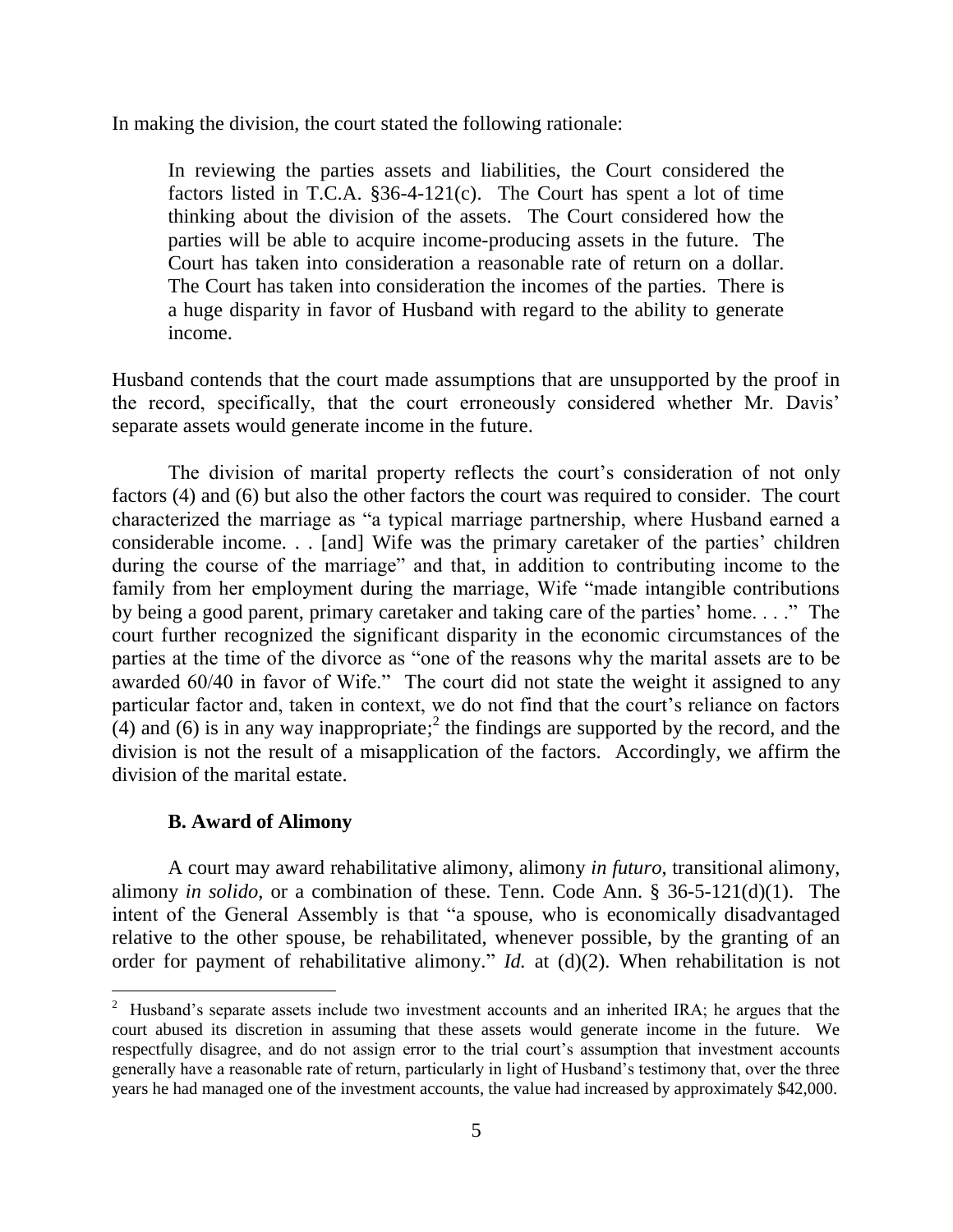In making the division, the court stated the following rationale:

> In reviewing the parties assets and liabilities, the Court considered the factors listed in T.C.A. §36-4-121(c). The Court has spent a lot of time thinking about the division of the assets. The Court considered how the parties will be able to acquire income-producing assets in the future. The Court has taken into consideration a reasonable rate of return on a dollar. The Court has taken into consideration the incomes of the parties. There is a huge disparity in favor of Husband with regard to the ability to generate income.

Husband contends that the court made assumptions that are unsupported by the proof in the record, specifically, that the court erroneously considered whether Mr. Davis' separate assets would generate income in the future.

The division of marital property reflects the court's consideration of not only factors (4) and (6) but also the other factors the court was required to consider. The court characterized the marriage as "a typical marriage partnership, where Husband earned a considerable income. . . [and] Wife was the primary caretaker of the parties' children during the course of the marriage" and that, in addition to contributing income to the family from her employment during the marriage, Wife "made intangible contributions by being a good parent, primary caretaker and taking care of the parties' home. . . ." The court further recognized the significant disparity in the economic circumstances of the parties at the time of the divorce as "one of the reasons why the marital assets are to be awarded 60/40 in favor of Wife." The court did not state the weight it assigned to any particular factor and, taken in context, we do not find that the court's reliance on factors (4) and (6) is in any way inappropriate;[2] the findings are supported by the record, and the division is not the result of a misapplication of the factors. Accordingly, we affirm the division of the marital estate.

### B. Award of Alimony

A court may award rehabilitative alimony, alimony *in futuro*, transitional alimony, alimony *in solido*, or a combination of these. Tenn. Code Ann. § 36-5-121(d)(1). The intent of the General Assembly is that "a spouse, who is economically disadvantaged relative to the other spouse, be rehabilitated, whenever possible, by the granting of an order for payment of rehabilitative alimony." *Id.* at (d)(2). When rehabilitation is not

---

[2] Husband's separate assets include two investment accounts and an inherited IRA; he argues that the court abused its discretion in assuming that these assets would generate income in the future. We respectfully disagree, and do not assign error to the trial court's assumption that investment accounts generally have a reasonable rate of return, particularly in light of Husband's testimony that, over the three years he had managed one of the investment accounts, the value had increased by approximately $42,000.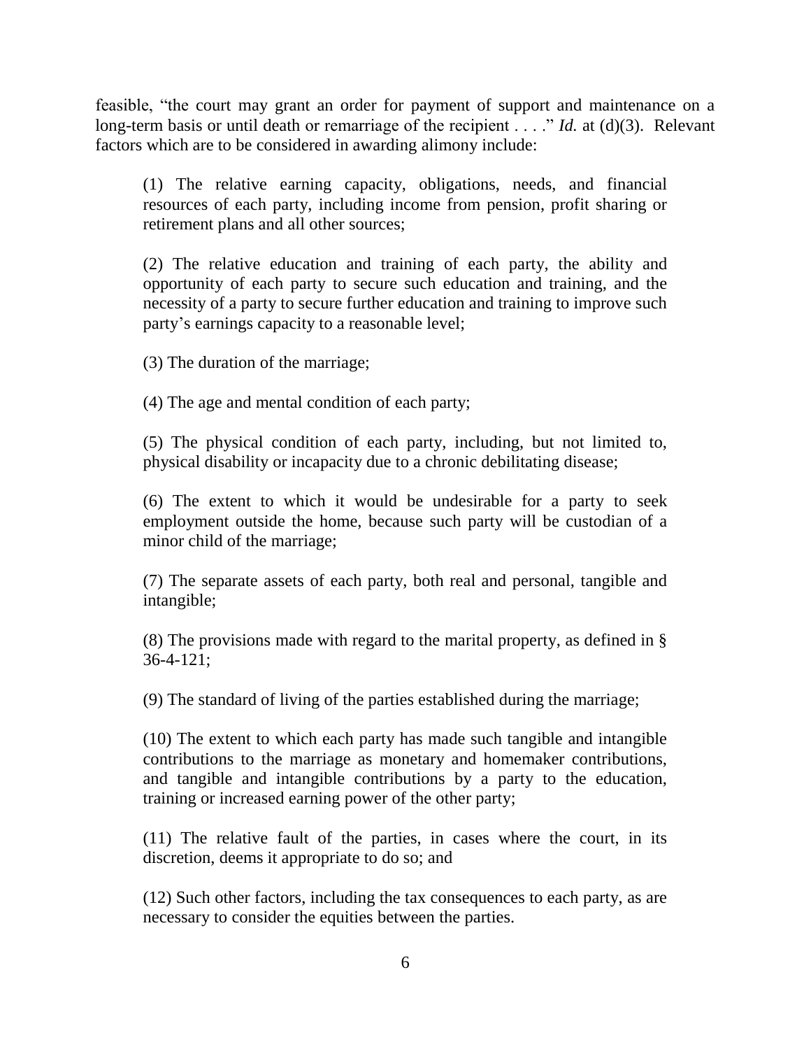feasible, "the court may grant an order for payment of support and maintenance on a long-term basis or until death or remarriage of the recipient . . . ." *Id.* at (d)(3). Relevant factors which are to be considered in awarding alimony include:

> (1) The relative earning capacity, obligations, needs, and financial resources of each party, including income from pension, profit sharing or retirement plans and all other sources;
>
> (2) The relative education and training of each party, the ability and opportunity of each party to secure such education and training, and the necessity of a party to secure further education and training to improve such party's earnings capacity to a reasonable level;
>
> (3) The duration of the marriage;
>
> (4) The age and mental condition of each party;
>
> (5) The physical condition of each party, including, but not limited to, physical disability or incapacity due to a chronic debilitating disease;
>
> (6) The extent to which it would be undesirable for a party to seek employment outside the home, because such party will be custodian of a minor child of the marriage;
>
> (7) The separate assets of each party, both real and personal, tangible and intangible;
>
> (8) The provisions made with regard to the marital property, as defined in § 36-4-121;
>
> (9) The standard of living of the parties established during the marriage;
>
> (10) The extent to which each party has made such tangible and intangible contributions to the marriage as monetary and homemaker contributions, and tangible and intangible contributions by a party to the education, training or increased earning power of the other party;
>
> (11) The relative fault of the parties, in cases where the court, in its discretion, deems it appropriate to do so; and
>
> (12) Such other factors, including the tax consequences to each party, as are necessary to consider the equities between the parties.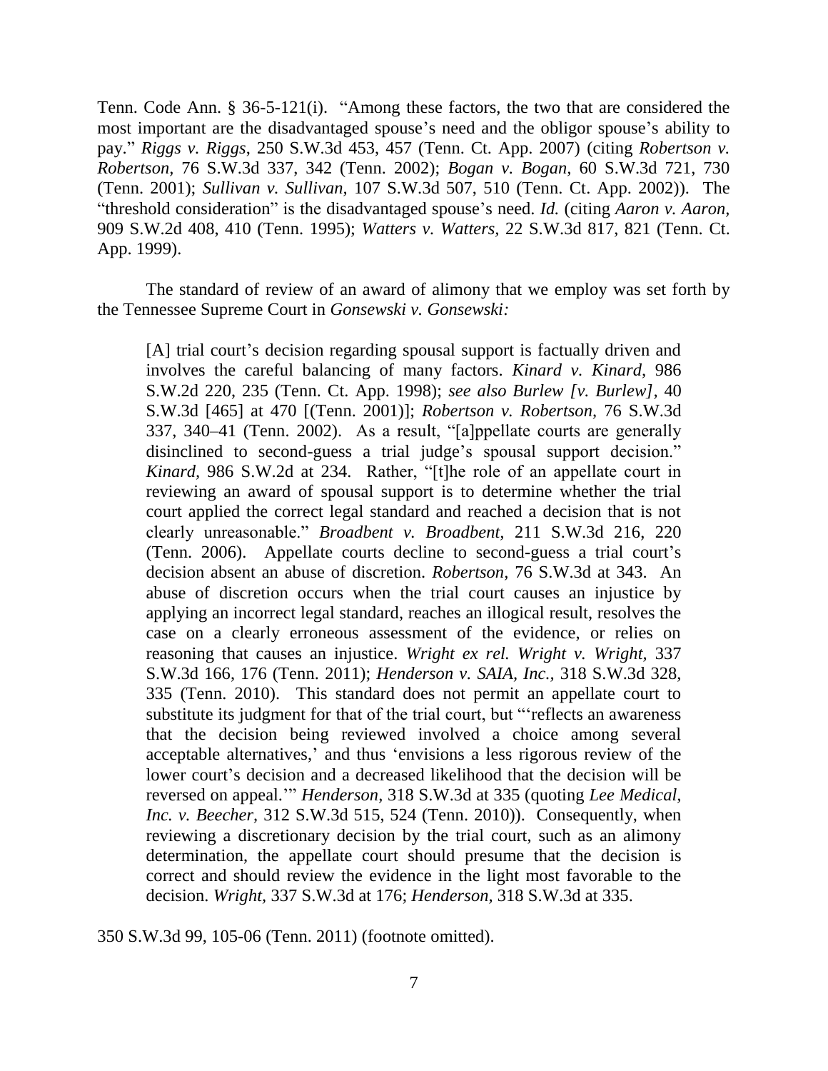Tenn. Code Ann. § 36-5-121(i). "Among these factors, the two that are considered the most important are the disadvantaged spouse's need and the obligor spouse's ability to pay." *Riggs v. Riggs*, 250 S.W.3d 453, 457 (Tenn. Ct. App. 2007) (citing *Robertson v. Robertson*, 76 S.W.3d 337, 342 (Tenn. 2002); *Bogan v. Bogan*, 60 S.W.3d 721, 730 (Tenn. 2001); *Sullivan v. Sullivan*, 107 S.W.3d 507, 510 (Tenn. Ct. App. 2002)). The "threshold consideration" is the disadvantaged spouse's need. *Id.* (citing *Aaron v. Aaron*, 909 S.W.2d 408, 410 (Tenn. 1995); *Watters v. Watters*, 22 S.W.3d 817, 821 (Tenn. Ct. App. 1999).

The standard of review of an award of alimony that we employ was set forth by the Tennessee Supreme Court in *Gonsewski v. Gonsewski:*

> [A] trial court's decision regarding spousal support is factually driven and involves the careful balancing of many factors. *Kinard v. Kinard*, 986 S.W.2d 220, 235 (Tenn. Ct. App. 1998); *see also Burlew [v. Burlew]*, 40 S.W.3d [465] at 470 [(Tenn. 2001)]; *Robertson v. Robertson*, 76 S.W.3d 337, 340–41 (Tenn. 2002). As a result, "[a]ppellate courts are generally disinclined to second-guess a trial judge's spousal support decision." *Kinard,* 986 S.W.2d at 234. Rather, "[t]he role of an appellate court in reviewing an award of spousal support is to determine whether the trial court applied the correct legal standard and reached a decision that is not clearly unreasonable." *Broadbent v. Broadbent*, 211 S.W.3d 216, 220 (Tenn. 2006). Appellate courts decline to second-guess a trial court's decision absent an abuse of discretion. *Robertson,* 76 S.W.3d at 343. An abuse of discretion occurs when the trial court causes an injustice by applying an incorrect legal standard, reaches an illogical result, resolves the case on a clearly erroneous assessment of the evidence, or relies on reasoning that causes an injustice. *Wright ex rel. Wright v. Wright*, 337 S.W.3d 166, 176 (Tenn. 2011); *Henderson v. SAIA, Inc.*, 318 S.W.3d 328, 335 (Tenn. 2010). This standard does not permit an appellate court to substitute its judgment for that of the trial court, but "'reflects an awareness that the decision being reviewed involved a choice among several acceptable alternatives,' and thus 'envisions a less rigorous review of the lower court's decision and a decreased likelihood that the decision will be reversed on appeal.'" *Henderson,* 318 S.W.3d at 335 (quoting *Lee Medical, Inc. v. Beecher,* 312 S.W.3d 515, 524 (Tenn. 2010)). Consequently, when reviewing a discretionary decision by the trial court, such as an alimony determination, the appellate court should presume that the decision is correct and should review the evidence in the light most favorable to the decision. *Wright,* 337 S.W.3d at 176; *Henderson,* 318 S.W.3d at 335.

350 S.W.3d 99, 105-06 (Tenn. 2011) (footnote omitted).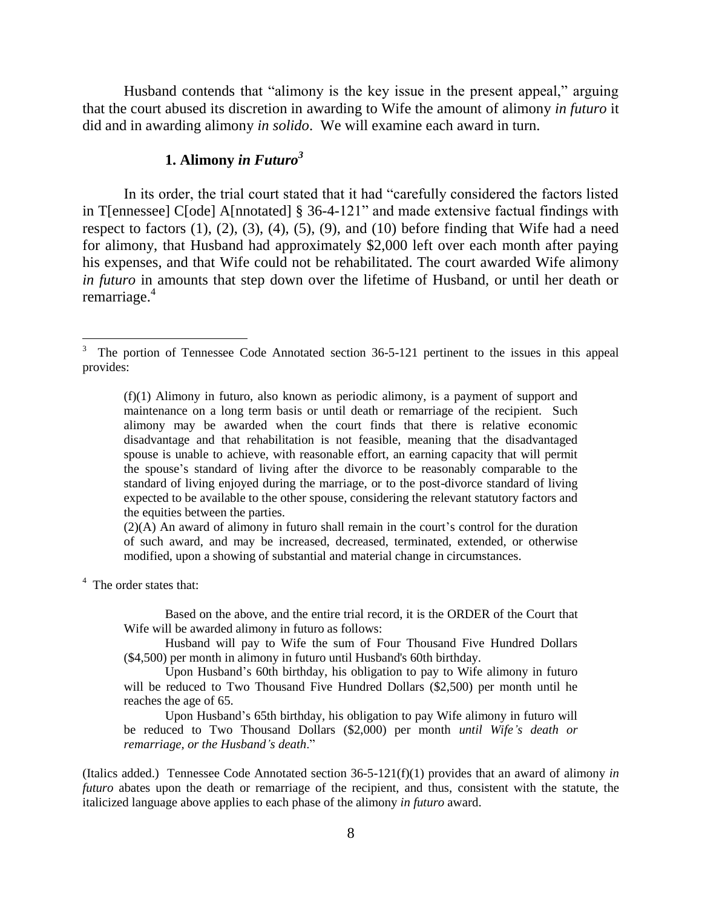Husband contends that "alimony is the key issue in the present appeal," arguing that the court abused its discretion in awarding to Wife the amount of alimony *in futuro* it did and in awarding alimony *in solido*. We will examine each award in turn.

### 1. Alimony *in Futuro*[3]

In its order, the trial court stated that it had "carefully considered the factors listed in T[ennessee] C[ode] A[nnotated] § 36-4-121" and made extensive factual findings with respect to factors (1), (2), (3), (4), (5), (9), and (10) before finding that Wife had a need for alimony, that Husband had approximately $2,000 left over each month after paying his expenses, and that Wife could not be rehabilitated. The court awarded Wife alimony *in futuro* in amounts that step down over the lifetime of Husband, or until her death or remarriage.[4]

---

[3] The portion of Tennessee Code Annotated section 36-5-121 pertinent to the issues in this appeal provides:

> (f)(1) Alimony in futuro, also known as periodic alimony, is a payment of support and maintenance on a long term basis or until death or remarriage of the recipient. Such alimony may be awarded when the court finds that there is relative economic disadvantage and that rehabilitation is not feasible, meaning that the disadvantaged spouse is unable to achieve, with reasonable effort, an earning capacity that will permit the spouse's standard of living after the divorce to be reasonably comparable to the standard of living enjoyed during the marriage, or to the post-divorce standard of living expected to be available to the other spouse, considering the relevant statutory factors and the equities between the parties.
>
> (2)(A) An award of alimony in futuro shall remain in the court's control for the duration of such award, and may be increased, decreased, terminated, extended, or otherwise modified, upon a showing of substantial and material change in circumstances.

[4] The order states that:

> Based on the above, and the entire trial record, it is the ORDER of the Court that Wife will be awarded alimony in futuro as follows:
>
> Husband will pay to Wife the sum of Four Thousand Five Hundred Dollars ($4,500) per month in alimony in futuro until Husband's 60th birthday.
>
> Upon Husband's 60th birthday, his obligation to pay to Wife alimony in futuro will be reduced to Two Thousand Five Hundred Dollars ($2,500) per month until he reaches the age of 65.
>
> Upon Husband's 65th birthday, his obligation to pay Wife alimony in futuro will be reduced to Two Thousand Dollars ($2,000) per month *until Wife's death or remarriage, or the Husband's death*."

(Italics added.) Tennessee Code Annotated section 36-5-121(f)(1) provides that an award of alimony *in futuro* abates upon the death or remarriage of the recipient, and thus, consistent with the statute, the italicized language above applies to each phase of the alimony *in futuro* award.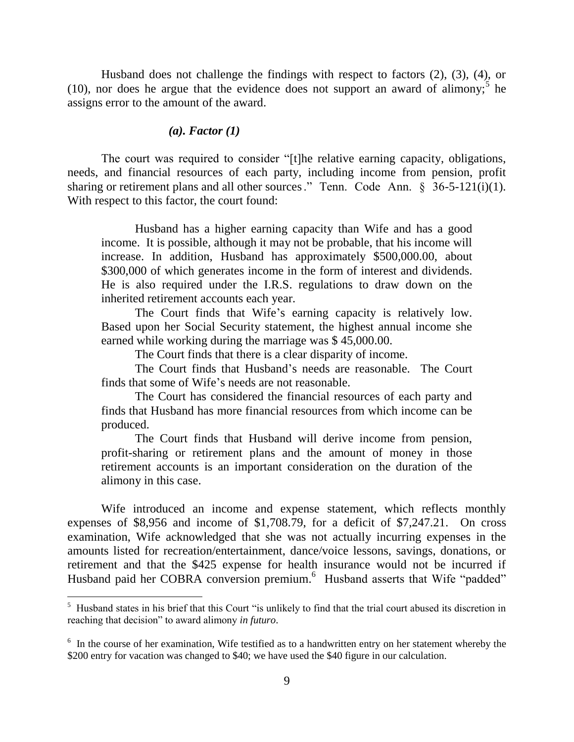Husband does not challenge the findings with respect to factors (2), (3), (4), or (10), nor does he argue that the evidence does not support an award of alimony;[5] he assigns error to the amount of the award.

### *(a). Factor (1)*

The court was required to consider "[t]he relative earning capacity, obligations, needs, and financial resources of each party, including income from pension, profit sharing or retirement plans and all other sources." Tenn. Code Ann. § 36-5-121(i)(1). With respect to this factor, the court found:

> Husband has a higher earning capacity than Wife and has a good income. It is possible, although it may not be probable, that his income will increase. In addition, Husband has approximately $500,000.00, about $300,000 of which generates income in the form of interest and dividends. He is also required under the I.R.S. regulations to draw down on the inherited retirement accounts each year.
>
> The Court finds that Wife's earning capacity is relatively low. Based upon her Social Security statement, the highest annual income she earned while working during the marriage was $ 45,000.00.
>
> The Court finds that there is a clear disparity of income.
>
> The Court finds that Husband's needs are reasonable. The Court finds that some of Wife's needs are not reasonable.
>
> The Court has considered the financial resources of each party and finds that Husband has more financial resources from which income can be produced.
>
> The Court finds that Husband will derive income from pension, profit-sharing or retirement plans and the amount of money in those retirement accounts is an important consideration on the duration of the alimony in this case.

Wife introduced an income and expense statement, which reflects monthly expenses of $8,956 and income of $1,708.79, for a deficit of $7,247.21. On cross examination, Wife acknowledged that she was not actually incurring expenses in the amounts listed for recreation/entertainment, dance/voice lessons, savings, donations, or retirement and that the $425 expense for health insurance would not be incurred if Husband paid her COBRA conversion premium.[6] Husband asserts that Wife "padded"

---

[5] Husband states in his brief that this Court "is unlikely to find that the trial court abused its discretion in reaching that decision" to award alimony *in futuro*.

[6] In the course of her examination, Wife testified as to a handwritten entry on her statement whereby the $200 entry for vacation was changed to $40; we have used the $40 figure in our calculation.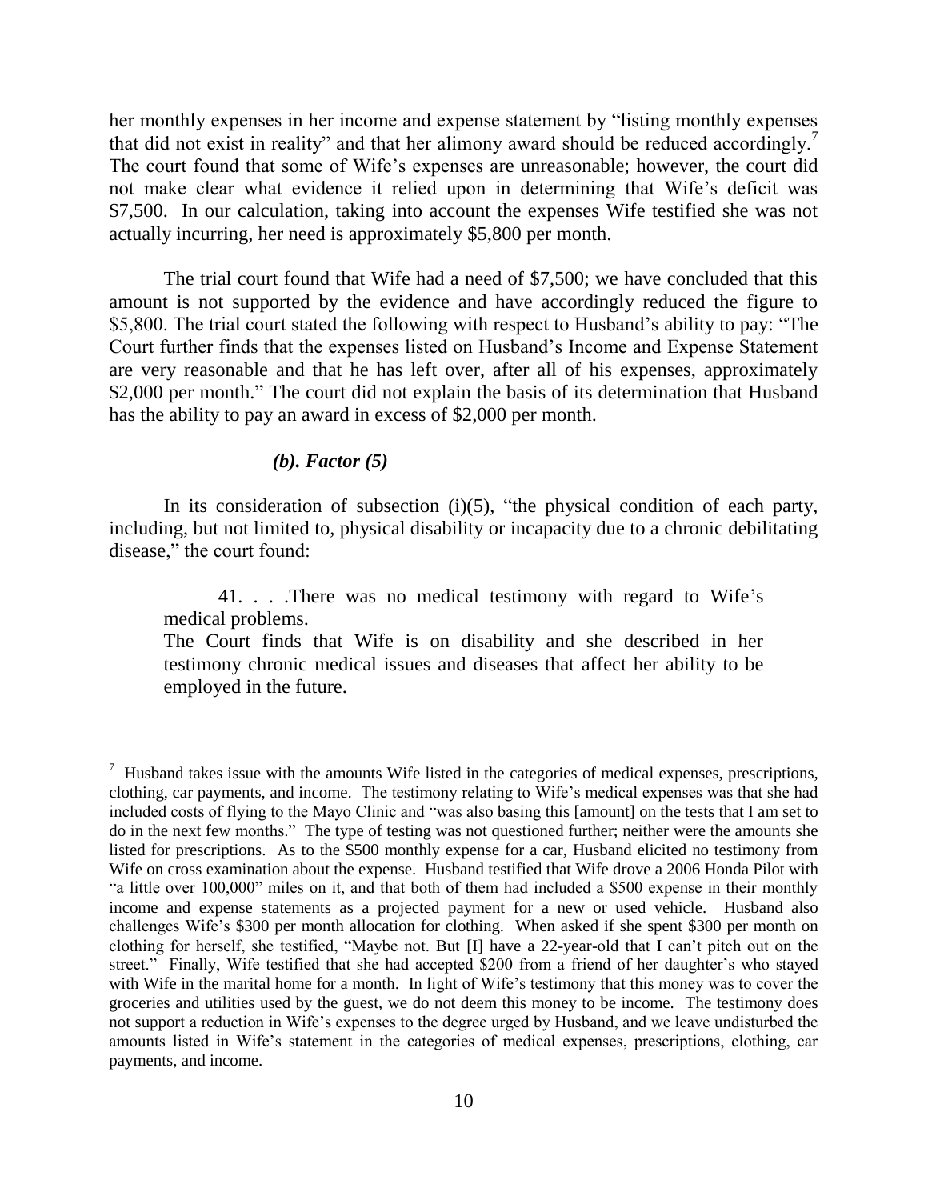her monthly expenses in her income and expense statement by "listing monthly expenses that did not exist in reality" and that her alimony award should be reduced accordingly.[7] The court found that some of Wife's expenses are unreasonable; however, the court did not make clear what evidence it relied upon in determining that Wife's deficit was \$7,500. In our calculation, taking into account the expenses Wife testified she was not actually incurring, her need is approximately \$5,800 per month.

The trial court found that Wife had a need of \$7,500; we have concluded that this amount is not supported by the evidence and have accordingly reduced the figure to \$5,800. The trial court stated the following with respect to Husband's ability to pay: "The Court further finds that the expenses listed on Husband's Income and Expense Statement are very reasonable and that he has left over, after all of his expenses, approximately \$2,000 per month." The court did not explain the basis of its determination that Husband has the ability to pay an award in excess of \$2,000 per month.

***(b). Factor (5)***

In its consideration of subsection (i)(5), "the physical condition of each party, including, but not limited to, physical disability or incapacity due to a chronic debilitating disease," the court found:

> 41. . . .There was no medical testimony with regard to Wife's medical problems.
>
> The Court finds that Wife is on disability and she described in her testimony chronic medical issues and diseases that affect her ability to be employed in the future.

---

[7] Husband takes issue with the amounts Wife listed in the categories of medical expenses, prescriptions, clothing, car payments, and income. The testimony relating to Wife's medical expenses was that she had included costs of flying to the Mayo Clinic and "was also basing this [amount] on the tests that I am set to do in the next few months." The type of testing was not questioned further; neither were the amounts she listed for prescriptions. As to the \$500 monthly expense for a car, Husband elicited no testimony from Wife on cross examination about the expense. Husband testified that Wife drove a 2006 Honda Pilot with "a little over 100,000" miles on it, and that both of them had included a \$500 expense in their monthly income and expense statements as a projected payment for a new or used vehicle. Husband also challenges Wife's \$300 per month allocation for clothing. When asked if she spent \$300 per month on clothing for herself, she testified, "Maybe not. But [I] have a 22-year-old that I can't pitch out on the street." Finally, Wife testified that she had accepted \$200 from a friend of her daughter's who stayed with Wife in the marital home for a month. In light of Wife's testimony that this money was to cover the groceries and utilities used by the guest, we do not deem this money to be income. The testimony does not support a reduction in Wife's expenses to the degree urged by Husband, and we leave undisturbed the amounts listed in Wife's statement in the categories of medical expenses, prescriptions, clothing, car payments, and income.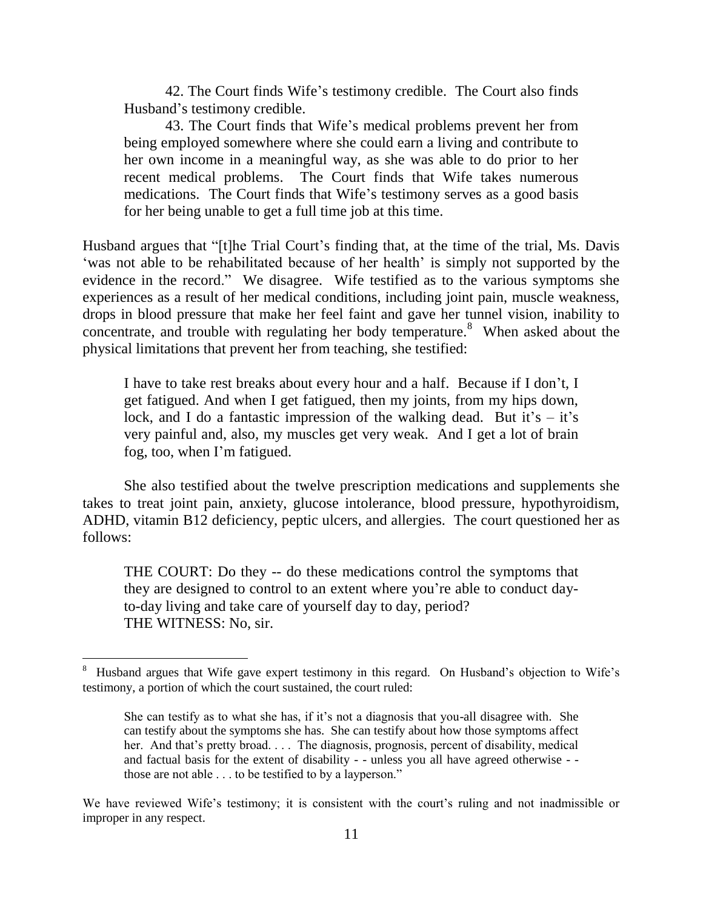42. The Court finds Wife's testimony credible. The Court also finds Husband's testimony credible.

43. The Court finds that Wife's medical problems prevent her from being employed somewhere where she could earn a living and contribute to her own income in a meaningful way, as she was able to do prior to her recent medical problems. The Court finds that Wife takes numerous medications. The Court finds that Wife's testimony serves as a good basis for her being unable to get a full time job at this time.

Husband argues that "[t]he Trial Court's finding that, at the time of the trial, Ms. Davis 'was not able to be rehabilitated because of her health' is simply not supported by the evidence in the record." We disagree. Wife testified as to the various symptoms she experiences as a result of her medical conditions, including joint pain, muscle weakness, drops in blood pressure that make her feel faint and gave her tunnel vision, inability to concentrate, and trouble with regulating her body temperature.[8] When asked about the physical limitations that prevent her from teaching, she testified:

> I have to take rest breaks about every hour and a half. Because if I don't, I get fatigued. And when I get fatigued, then my joints, from my hips down, lock, and I do a fantastic impression of the walking dead. But it's – it's very painful and, also, my muscles get very weak. And I get a lot of brain fog, too, when I'm fatigued.

She also testified about the twelve prescription medications and supplements she takes to treat joint pain, anxiety, glucose intolerance, blood pressure, hypothyroidism, ADHD, vitamin B12 deficiency, peptic ulcers, and allergies. The court questioned her as follows:

> THE COURT: Do they -- do these medications control the symptoms that they are designed to control to an extent where you're able to conduct day-to-day living and take care of yourself day to day, period?
> THE WITNESS: No, sir.

---

[8] Husband argues that Wife gave expert testimony in this regard. On Husband's objection to Wife's testimony, a portion of which the court sustained, the court ruled:

> She can testify as to what she has, if it's not a diagnosis that you-all disagree with. She can testify about the symptoms she has. She can testify about how those symptoms affect her. And that's pretty broad. . . . The diagnosis, prognosis, percent of disability, medical and factual basis for the extent of disability - - unless you all have agreed otherwise - - those are not able . . . to be testified to by a layperson."

We have reviewed Wife's testimony; it is consistent with the court's ruling and not inadmissible or improper in any respect.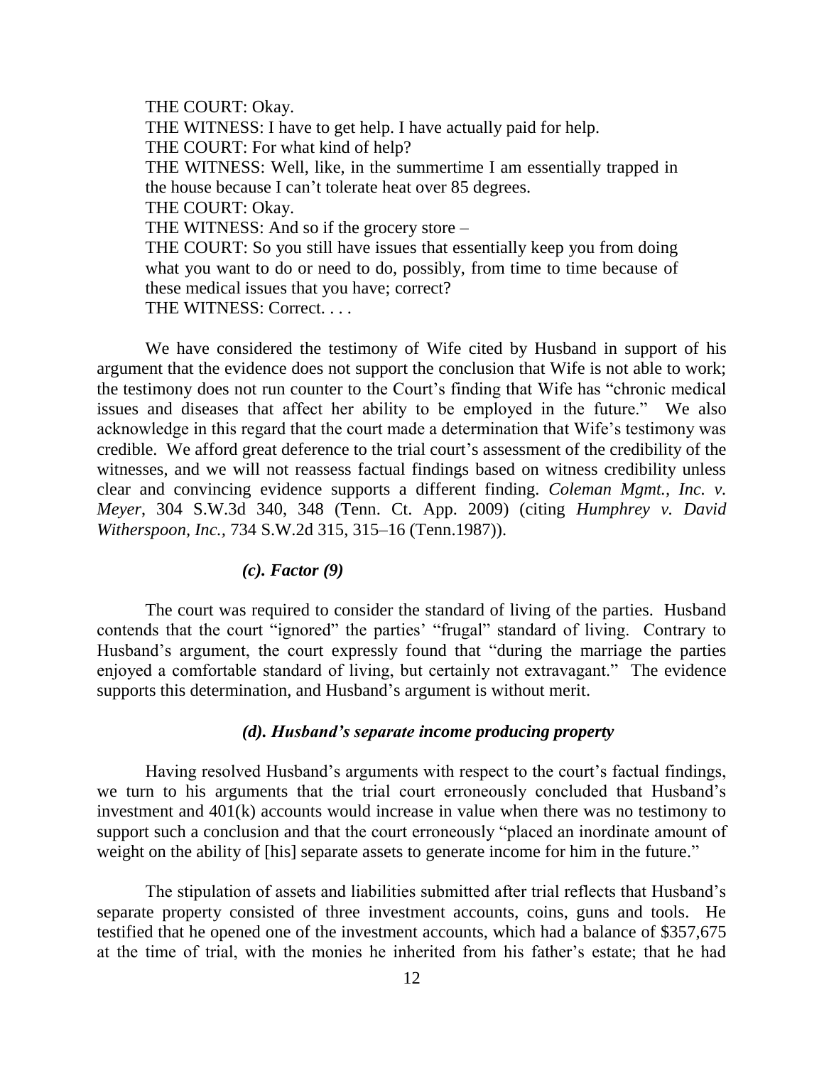THE COURT: Okay.
THE WITNESS: I have to get help. I have actually paid for help.
THE COURT: For what kind of help?
THE WITNESS: Well, like, in the summertime I am essentially trapped in the house because I can't tolerate heat over 85 degrees.
THE COURT: Okay.
THE WITNESS: And so if the grocery store –
THE COURT: So you still have issues that essentially keep you from doing what you want to do or need to do, possibly, from time to time because of these medical issues that you have; correct?
THE WITNESS: Correct. . . .

We have considered the testimony of Wife cited by Husband in support of his argument that the evidence does not support the conclusion that Wife is not able to work; the testimony does not run counter to the Court's finding that Wife has "chronic medical issues and diseases that affect her ability to be employed in the future." We also acknowledge in this regard that the court made a determination that Wife's testimony was credible. We afford great deference to the trial court's assessment of the credibility of the witnesses, and we will not reassess factual findings based on witness credibility unless clear and convincing evidence supports a different finding. *Coleman Mgmt., Inc. v. Meyer*, 304 S.W.3d 340, 348 (Tenn. Ct. App. 2009) (citing *Humphrey v. David Witherspoon, Inc.*, 734 S.W.2d 315, 315–16 (Tenn.1987)).

***(c). Factor (9)***

The court was required to consider the standard of living of the parties. Husband contends that the court "ignored" the parties' "frugal" standard of living. Contrary to Husband's argument, the court expressly found that "during the marriage the parties enjoyed a comfortable standard of living, but certainly not extravagant." The evidence supports this determination, and Husband's argument is without merit.

***(d). Husband's separate income producing property***

Having resolved Husband's arguments with respect to the court's factual findings, we turn to his arguments that the trial court erroneously concluded that Husband's investment and 401(k) accounts would increase in value when there was no testimony to support such a conclusion and that the court erroneously "placed an inordinate amount of weight on the ability of [his] separate assets to generate income for him in the future."

The stipulation of assets and liabilities submitted after trial reflects that Husband's separate property consisted of three investment accounts, coins, guns and tools. He testified that he opened one of the investment accounts, which had a balance of $357,675 at the time of trial, with the monies he inherited from his father's estate; that he had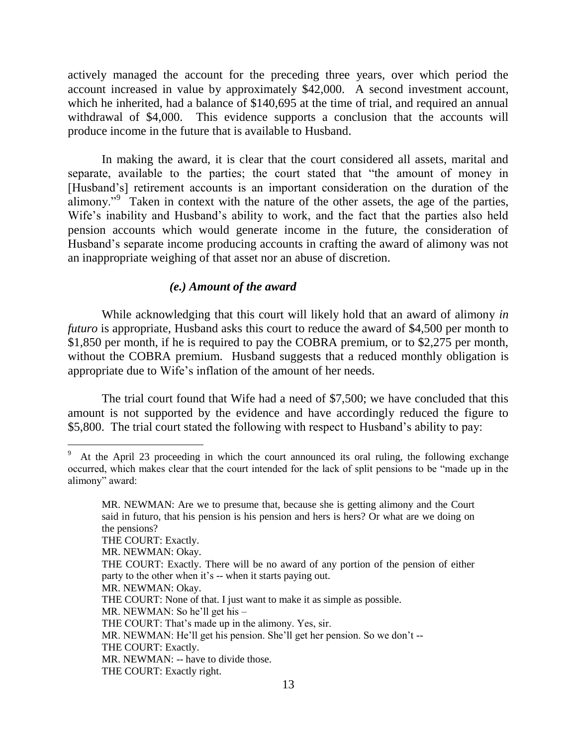actively managed the account for the preceding three years, over which period the account increased in value by approximately $42,000. A second investment account, which he inherited, had a balance of $140,695 at the time of trial, and required an annual withdrawal of $4,000. This evidence supports a conclusion that the accounts will produce income in the future that is available to Husband.

In making the award, it is clear that the court considered all assets, marital and separate, available to the parties; the court stated that "the amount of money in [Husband's] retirement accounts is an important consideration on the duration of the alimony."[9] Taken in context with the nature of the other assets, the age of the parties, Wife's inability and Husband's ability to work, and the fact that the parties also held pension accounts which would generate income in the future, the consideration of Husband's separate income producing accounts in crafting the award of alimony was not an inappropriate weighing of that asset nor an abuse of discretion.

### *(e.) Amount of the award*

While acknowledging that this court will likely hold that an award of alimony *in futuro* is appropriate, Husband asks this court to reduce the award of $4,500 per month to $1,850 per month, if he is required to pay the COBRA premium, or to $2,275 per month, without the COBRA premium. Husband suggests that a reduced monthly obligation is appropriate due to Wife's inflation of the amount of her needs.

The trial court found that Wife had a need of $7,500; we have concluded that this amount is not supported by the evidence and have accordingly reduced the figure to $5,800. The trial court stated the following with respect to Husband's ability to pay:

---

[9] At the April 23 proceeding in which the court announced its oral ruling, the following exchange occurred, which makes clear that the court intended for the lack of split pensions to be "made up in the alimony" award:

> MR. NEWMAN: Are we to presume that, because she is getting alimony and the Court said in futuro, that his pension is his pension and hers is hers? Or what are we doing on the pensions?
> THE COURT: Exactly.
> MR. NEWMAN: Okay.
> THE COURT: Exactly. There will be no award of any portion of the pension of either party to the other when it's -- when it starts paying out.
> MR. NEWMAN: Okay.
> THE COURT: None of that. I just want to make it as simple as possible.
> MR. NEWMAN: So he'll get his –
> THE COURT: That's made up in the alimony. Yes, sir.
> MR. NEWMAN: He'll get his pension. She'll get her pension. So we don't --
> THE COURT: Exactly.
> MR. NEWMAN: -- have to divide those.
> THE COURT: Exactly right.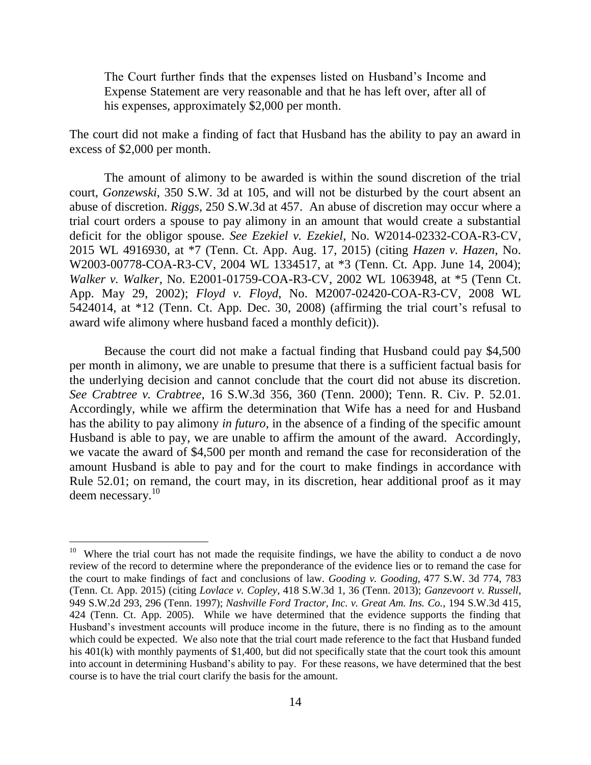> The Court further finds that the expenses listed on Husband's Income and Expense Statement are very reasonable and that he has left over, after all of his expenses, approximately $2,000 per month.

The court did not make a finding of fact that Husband has the ability to pay an award in excess of $2,000 per month.

The amount of alimony to be awarded is within the sound discretion of the trial court, *Gonzewski*, 350 S.W. 3d at 105, and will not be disturbed by the court absent an abuse of discretion. *Riggs*, 250 S.W.3d at 457. An abuse of discretion may occur where a trial court orders a spouse to pay alimony in an amount that would create a substantial deficit for the obligor spouse. *See Ezekiel v. Ezekiel*, No. W2014-02332-COA-R3-CV, 2015 WL 4916930, at *7 (Tenn. Ct. App. Aug. 17, 2015) (citing *Hazen v. Hazen*, No. W2003-00778-COA-R3-CV, 2004 WL 1334517, at *3 (Tenn. Ct. App. June 14, 2004); *Walker v. Walker*, No. E2001-01759-COA-R3-CV, 2002 WL 1063948, at *5 (Tenn Ct. App. May 29, 2002); *Floyd v. Floyd*, No. M2007-02420-COA-R3-CV, 2008 WL 5424014, at *12 (Tenn. Ct. App. Dec. 30, 2008) (affirming the trial court's refusal to award wife alimony where husband faced a monthly deficit)).

Because the court did not make a factual finding that Husband could pay $4,500 per month in alimony, we are unable to presume that there is a sufficient factual basis for the underlying decision and cannot conclude that the court did not abuse its discretion. *See Crabtree v. Crabtree*, 16 S.W.3d 356, 360 (Tenn. 2000); Tenn. R. Civ. P. 52.01. Accordingly, while we affirm the determination that Wife has a need for and Husband has the ability to pay alimony *in futuro*, in the absence of a finding of the specific amount Husband is able to pay, we are unable to affirm the amount of the award. Accordingly, we vacate the award of $4,500 per month and remand the case for reconsideration of the amount Husband is able to pay and for the court to make findings in accordance with Rule 52.01; on remand, the court may, in its discretion, hear additional proof as it may deem necessary.[10]

---

[10] Where the trial court has not made the requisite findings, we have the ability to conduct a de novo review of the record to determine where the preponderance of the evidence lies or to remand the case for the court to make findings of fact and conclusions of law. *Gooding v. Gooding*, 477 S.W. 3d 774, 783 (Tenn. Ct. App. 2015) (citing *Lovlace v. Copley*, 418 S.W.3d 1, 36 (Tenn. 2013); *Ganzevoort v. Russell*, 949 S.W.2d 293, 296 (Tenn. 1997); *Nashville Ford Tractor, Inc. v. Great Am. Ins. Co.*, 194 S.W.3d 415, 424 (Tenn. Ct. App. 2005). While we have determined that the evidence supports the finding that Husband's investment accounts will produce income in the future, there is no finding as to the amount which could be expected. We also note that the trial court made reference to the fact that Husband funded his 401(k) with monthly payments of $1,400, but did not specifically state that the court took this amount into account in determining Husband's ability to pay. For these reasons, we have determined that the best course is to have the trial court clarify the basis for the amount.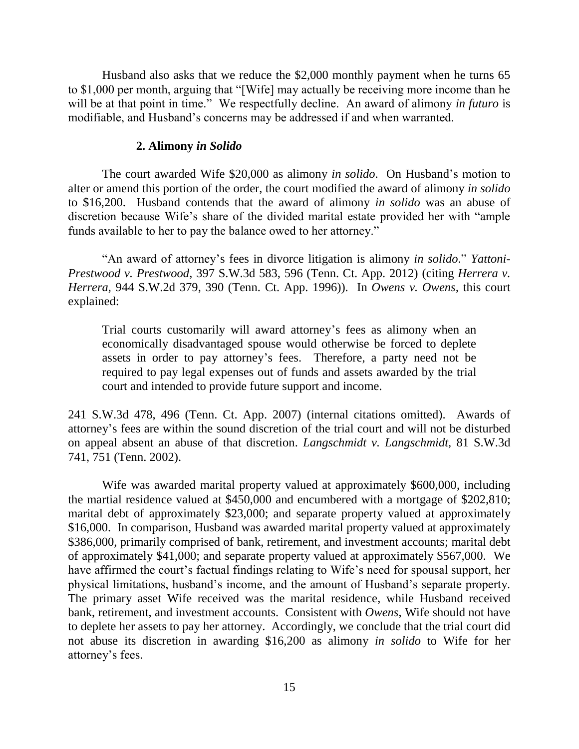Husband also asks that we reduce the $2,000 monthly payment when he turns 65 to $1,000 per month, arguing that "[Wife] may actually be receiving more income than he will be at that point in time." We respectfully decline. An award of alimony *in futuro* is modifiable, and Husband's concerns may be addressed if and when warranted.

### 2. Alimony *in Solido*

The court awarded Wife $20,000 as alimony *in solido*. On Husband's motion to alter or amend this portion of the order, the court modified the award of alimony *in solido* to $16,200. Husband contends that the award of alimony *in solido* was an abuse of discretion because Wife's share of the divided marital estate provided her with "ample funds available to her to pay the balance owed to her attorney."

"An award of attorney's fees in divorce litigation is alimony *in solido*." *Yattoni-Prestwood v. Prestwood*, 397 S.W.3d 583, 596 (Tenn. Ct. App. 2012) (citing *Herrera v. Herrera*, 944 S.W.2d 379, 390 (Tenn. Ct. App. 1996)). In *Owens v. Owens*, this court explained:

> Trial courts customarily will award attorney's fees as alimony when an economically disadvantaged spouse would otherwise be forced to deplete assets in order to pay attorney's fees. Therefore, a party need not be required to pay legal expenses out of funds and assets awarded by the trial court and intended to provide future support and income.

241 S.W.3d 478, 496 (Tenn. Ct. App. 2007) (internal citations omitted). Awards of attorney's fees are within the sound discretion of the trial court and will not be disturbed on appeal absent an abuse of that discretion. *Langschmidt v. Langschmidt*, 81 S.W.3d 741, 751 (Tenn. 2002).

Wife was awarded marital property valued at approximately $600,000, including the martial residence valued at $450,000 and encumbered with a mortgage of $202,810; marital debt of approximately $23,000; and separate property valued at approximately $16,000. In comparison, Husband was awarded marital property valued at approximately $386,000, primarily comprised of bank, retirement, and investment accounts; marital debt of approximately $41,000; and separate property valued at approximately $567,000. We have affirmed the court's factual findings relating to Wife's need for spousal support, her physical limitations, husband's income, and the amount of Husband's separate property. The primary asset Wife received was the marital residence, while Husband received bank, retirement, and investment accounts. Consistent with *Owens*, Wife should not have to deplete her assets to pay her attorney. Accordingly, we conclude that the trial court did not abuse its discretion in awarding $16,200 as alimony *in solido* to Wife for her attorney's fees.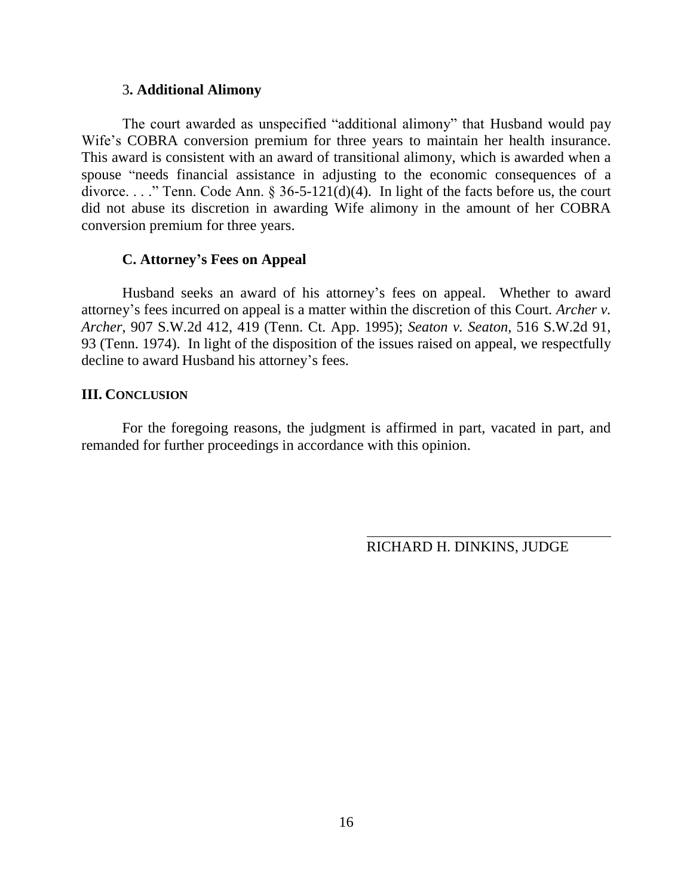### 3. Additional Alimony

The court awarded as unspecified "additional alimony" that Husband would pay Wife's COBRA conversion premium for three years to maintain her health insurance. This award is consistent with an award of transitional alimony, which is awarded when a spouse "needs financial assistance in adjusting to the economic consequences of a divorce. . . ." Tenn. Code Ann. § 36-5-121(d)(4). In light of the facts before us, the court did not abuse its discretion in awarding Wife alimony in the amount of her COBRA conversion premium for three years.

## C. Attorney's Fees on Appeal

Husband seeks an award of his attorney's fees on appeal. Whether to award attorney's fees incurred on appeal is a matter within the discretion of this Court. *Archer v. Archer*, 907 S.W.2d 412, 419 (Tenn. Ct. App. 1995); *Seaton v. Seaton*, 516 S.W.2d 91, 93 (Tenn. 1974). In light of the disposition of the issues raised on appeal, we respectfully decline to award Husband his attorney's fees.

## III. CONCLUSION

For the foregoing reasons, the judgment is affirmed in part, vacated in part, and remanded for further proceedings in accordance with this opinion.

RICHARD H. DINKINS, JUDGE